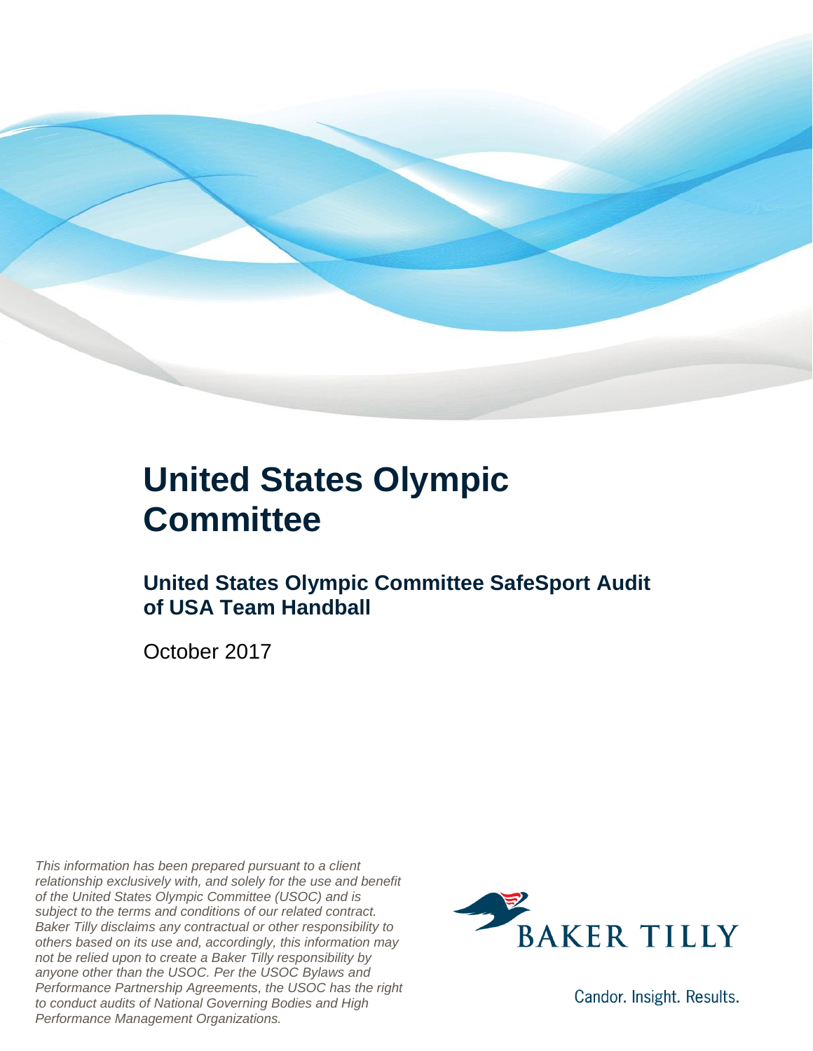# United States Olympic Committee

## United States Olympic Committee SafeSport Audit of USA Team Handball

October 2017

*This information has been prepared pursuant to a client relationship exclusively with, and solely for the use and benefit of the United States Olympic Committee (USOC) and is subject to the terms and conditions of our related contract. Baker Tilly disclaims any contractual or other responsibility to others based on its use and, accordingly, this information may not be relied upon to create a Baker Tilly responsibility by anyone other than the USOC. Per the USOC Bylaws and Performance Partnership Agreements, the USOC has the right to conduct audits of National Governing Bodies and High Performance Management Organizations.*

BAKER TILLY

Candor. Insight. Results.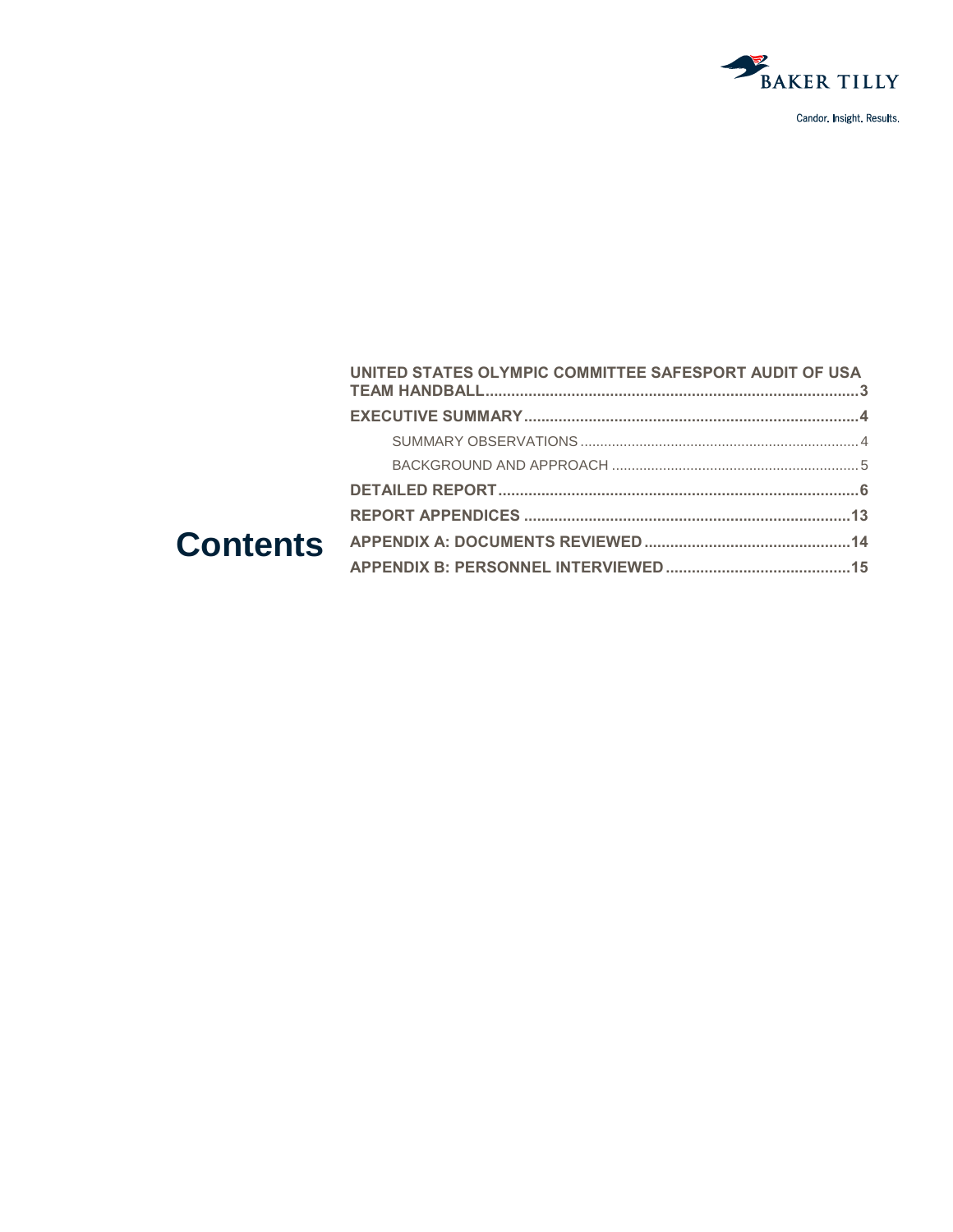# Contents

- **UNITED STATES OLYMPIC COMMITTEE SAFESPORT AUDIT OF USA TEAM HANDBALL** .......... 3
- **EXECUTIVE SUMMARY** .......... 4
  - SUMMARY OBSERVATIONS .......... 4
  - BACKGROUND AND APPROACH .......... 5
- **DETAILED REPORT** .......... 6
- **REPORT APPENDICES** .......... 13
- **APPENDIX A: DOCUMENTS REVIEWED** .......... 14
- **APPENDIX B: PERSONNEL INTERVIEWED** .......... 15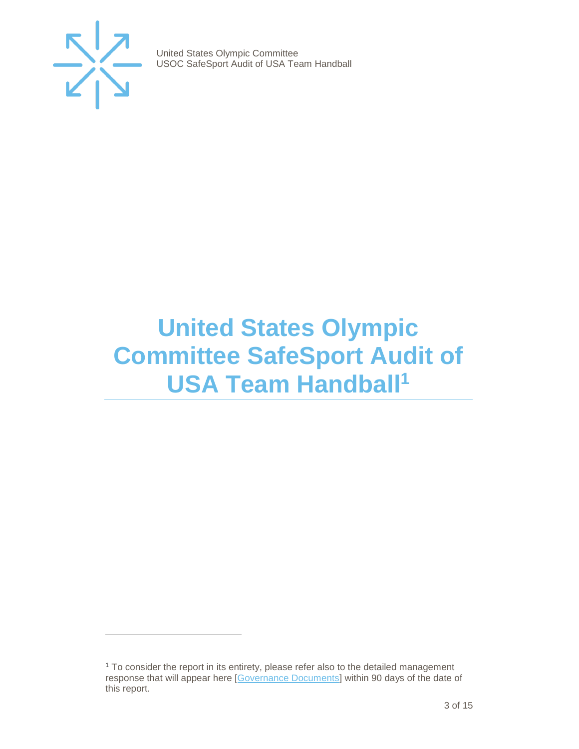# United States Olympic Committee SafeSport Audit of USA Team Handball[1]

[1] To consider the report in its entirety, please refer also to the detailed management response that will appear here [Governance Documents] within 90 days of the date of this report.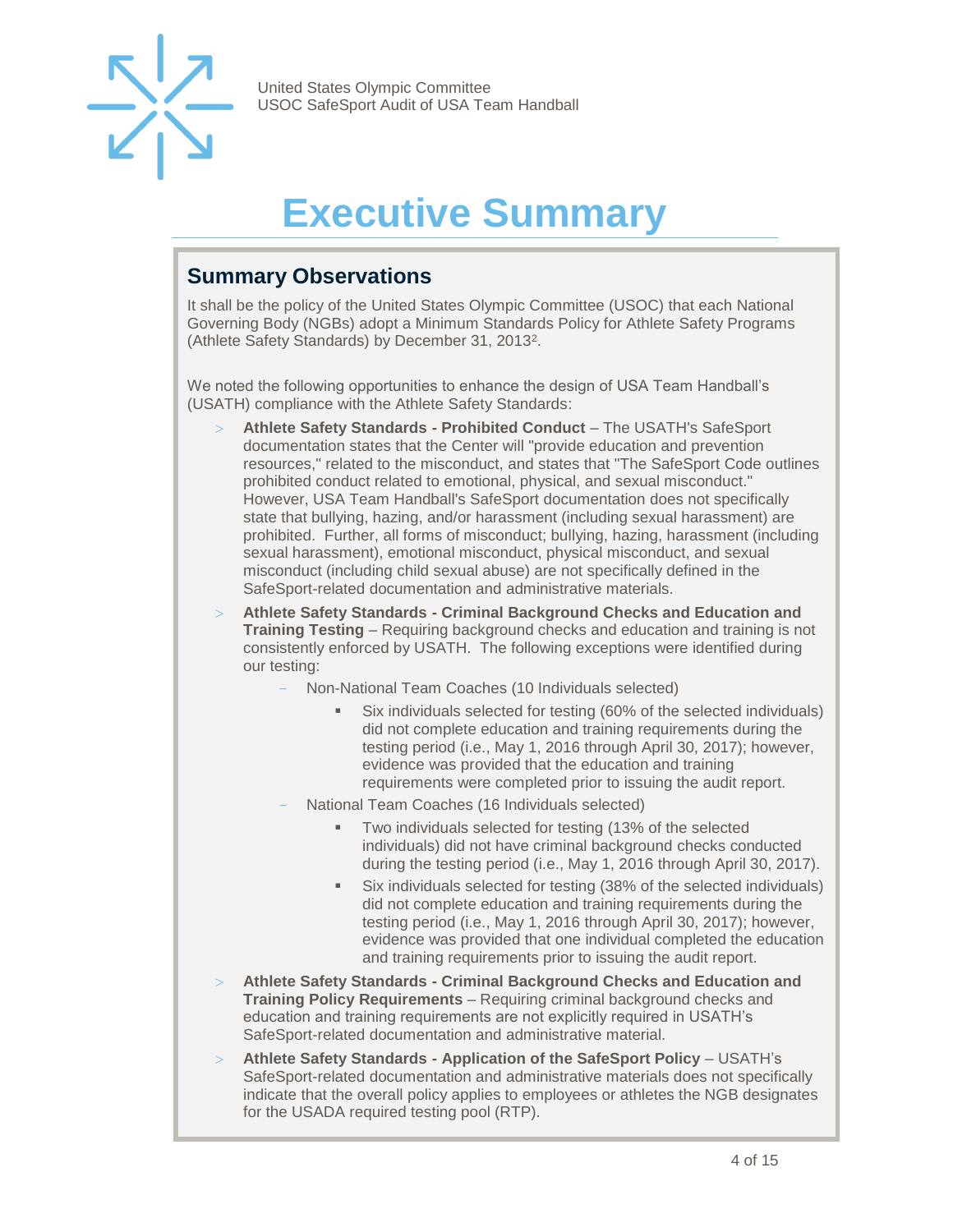# Executive Summary

## Summary Observations

It shall be the policy of the United States Olympic Committee (USOC) that each National Governing Body (NGBs) adopt a Minimum Standards Policy for Athlete Safety Programs (Athlete Safety Standards) by December 31, 2013[2].

We noted the following opportunities to enhance the design of USA Team Handball's (USATH) compliance with the Athlete Safety Standards:

- **Athlete Safety Standards - Prohibited Conduct** – The USATH's SafeSport documentation states that the Center will "provide education and prevention resources," related to the misconduct, and states that "The SafeSport Code outlines prohibited conduct related to emotional, physical, and sexual misconduct." However, USA Team Handball's SafeSport documentation does not specifically state that bullying, hazing, and/or harassment (including sexual harassment) are prohibited. Further, all forms of misconduct; bullying, hazing, harassment (including sexual harassment), emotional misconduct, physical misconduct, and sexual misconduct (including child sexual abuse) are not specifically defined in the SafeSport-related documentation and administrative materials.
- **Athlete Safety Standards - Criminal Background Checks and Education and Training Testing** – Requiring background checks and education and training is not consistently enforced by USATH. The following exceptions were identified during our testing:
  - Non-National Team Coaches (10 Individuals selected)
    - Six individuals selected for testing (60% of the selected individuals) did not complete education and training requirements during the testing period (i.e., May 1, 2016 through April 30, 2017); however, evidence was provided that the education and training requirements were completed prior to issuing the audit report.
  - National Team Coaches (16 Individuals selected)
    - Two individuals selected for testing (13% of the selected individuals) did not have criminal background checks conducted during the testing period (i.e., May 1, 2016 through April 30, 2017).
    - Six individuals selected for testing (38% of the selected individuals) did not complete education and training requirements during the testing period (i.e., May 1, 2016 through April 30, 2017); however, evidence was provided that one individual completed the education and training requirements prior to issuing the audit report.
- **Athlete Safety Standards - Criminal Background Checks and Education and Training Policy Requirements** – Requiring criminal background checks and education and training requirements are not explicitly required in USATH's SafeSport-related documentation and administrative material.
- **Athlete Safety Standards - Application of the SafeSport Policy** – USATH's SafeSport-related documentation and administrative materials does not specifically indicate that the overall policy applies to employees or athletes the NGB designates for the USADA required testing pool (RTP).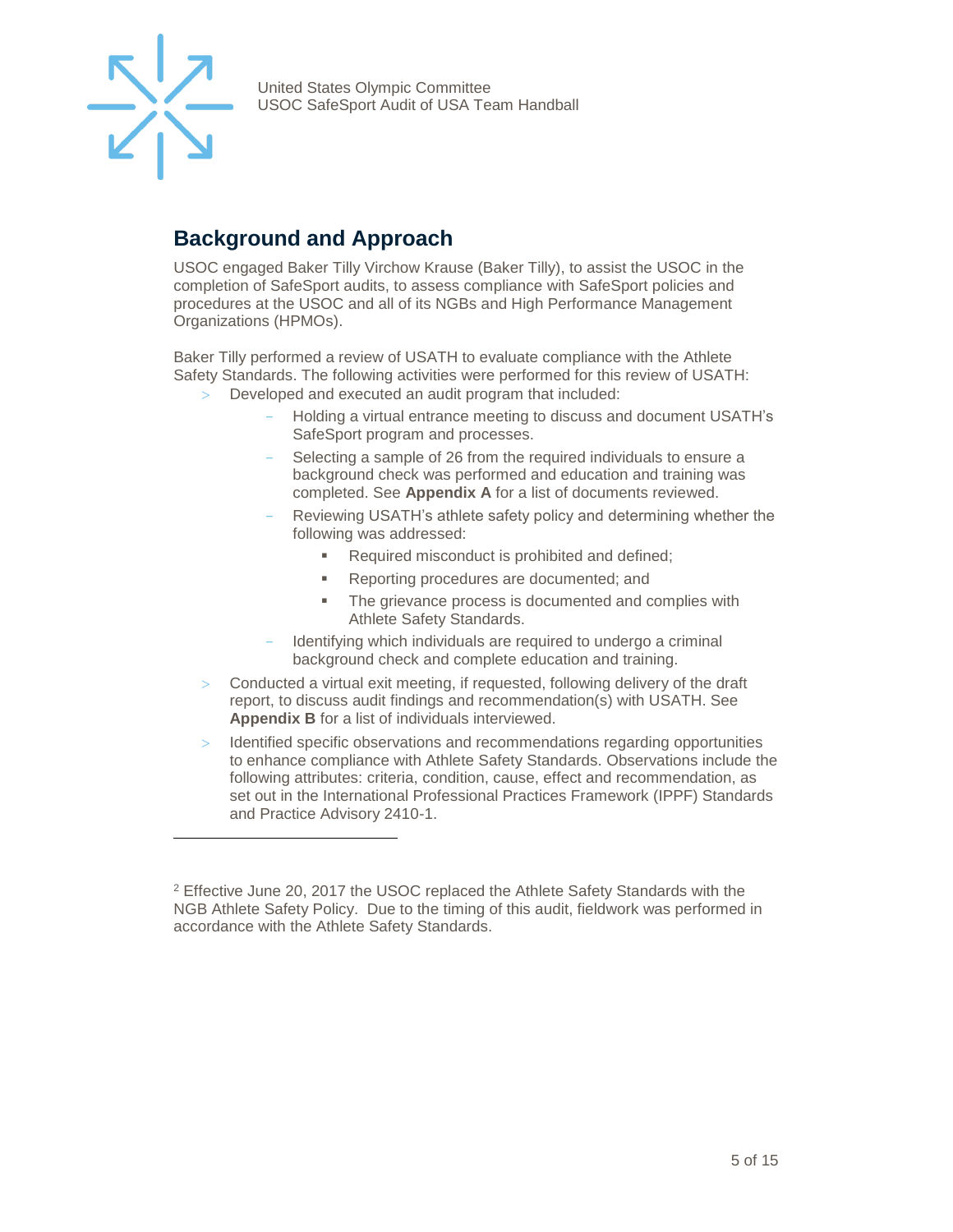## Background and Approach

USOC engaged Baker Tilly Virchow Krause (Baker Tilly), to assist the USOC in the completion of SafeSport audits, to assess compliance with SafeSport policies and procedures at the USOC and all of its NGBs and High Performance Management Organizations (HPMOs).

Baker Tilly performed a review of USATH to evaluate compliance with the Athlete Safety Standards. The following activities were performed for this review of USATH:

- Developed and executed an audit program that included:
  - Holding a virtual entrance meeting to discuss and document USATH's SafeSport program and processes.
  - Selecting a sample of 26 from the required individuals to ensure a background check was performed and education and training was completed. See **Appendix A** for a list of documents reviewed.
  - Reviewing USATH's athlete safety policy and determining whether the following was addressed:
    - Required misconduct is prohibited and defined;
    - Reporting procedures are documented; and
    - The grievance process is documented and complies with Athlete Safety Standards.
  - Identifying which individuals are required to undergo a criminal background check and complete education and training.
- Conducted a virtual exit meeting, if requested, following delivery of the draft report, to discuss audit findings and recommendation(s) with USATH. See **Appendix B** for a list of individuals interviewed.
- Identified specific observations and recommendations regarding opportunities to enhance compliance with Athlete Safety Standards. Observations include the following attributes: criteria, condition, cause, effect and recommendation, as set out in the International Professional Practices Framework (IPPF) Standards and Practice Advisory 2410-1.

---

[2] Effective June 20, 2017 the USOC replaced the Athlete Safety Standards with the NGB Athlete Safety Policy. Due to the timing of this audit, fieldwork was performed in accordance with the Athlete Safety Standards.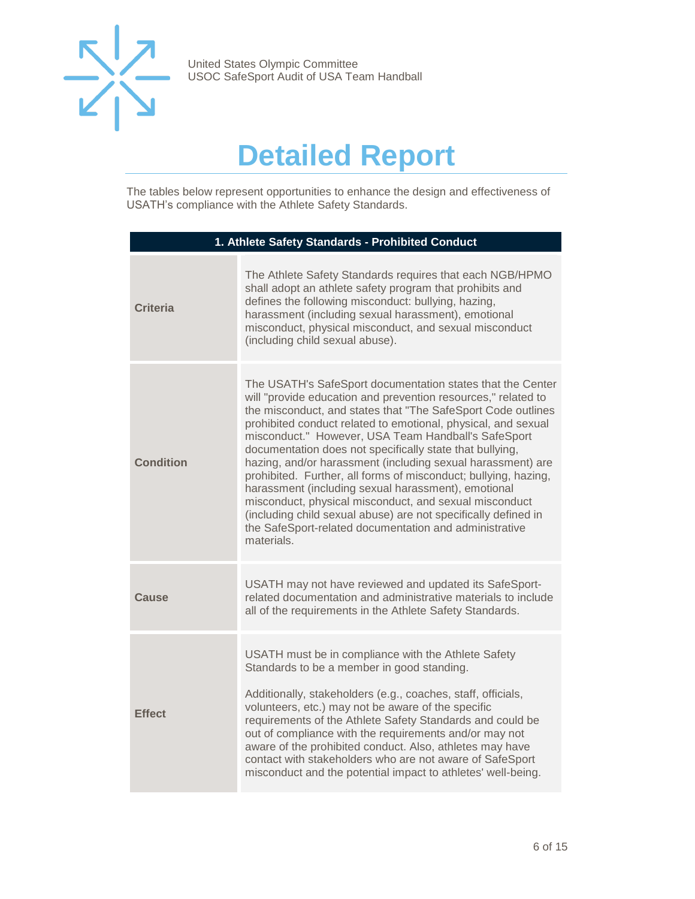# Detailed Report

The tables below represent opportunities to enhance the design and effectiveness of USATH's compliance with the Athlete Safety Standards.

| 1. Athlete Safety Standards - Prohibited Conduct | |
|---|---|
| **Criteria** | The Athlete Safety Standards requires that each NGB/HPMO shall adopt an athlete safety program that prohibits and defines the following misconduct: bullying, hazing, harassment (including sexual harassment), emotional misconduct, physical misconduct, and sexual misconduct (including child sexual abuse). |
| **Condition** | The USATH's SafeSport documentation states that the Center will "provide education and prevention resources," related to the misconduct, and states that "The SafeSport Code outlines prohibited conduct related to emotional, physical, and sexual misconduct." However, USA Team Handball's SafeSport documentation does not specifically state that bullying, hazing, and/or harassment (including sexual harassment) are prohibited. Further, all forms of misconduct; bullying, hazing, harassment (including sexual harassment), emotional misconduct, physical misconduct, and sexual misconduct (including child sexual abuse) are not specifically defined in the SafeSport-related documentation and administrative materials. |
| **Cause** | USATH may not have reviewed and updated its SafeSport-related documentation and administrative materials to include all of the requirements in the Athlete Safety Standards. |
| **Effect** | USATH must be in compliance with the Athlete Safety Standards to be a member in good standing.<br><br>Additionally, stakeholders (e.g., coaches, staff, officials, volunteers, etc.) may not be aware of the specific requirements of the Athlete Safety Standards and could be out of compliance with the requirements and/or may not aware of the prohibited conduct. Also, athletes may have contact with stakeholders who are not aware of SafeSport misconduct and the potential impact to athletes' well-being. |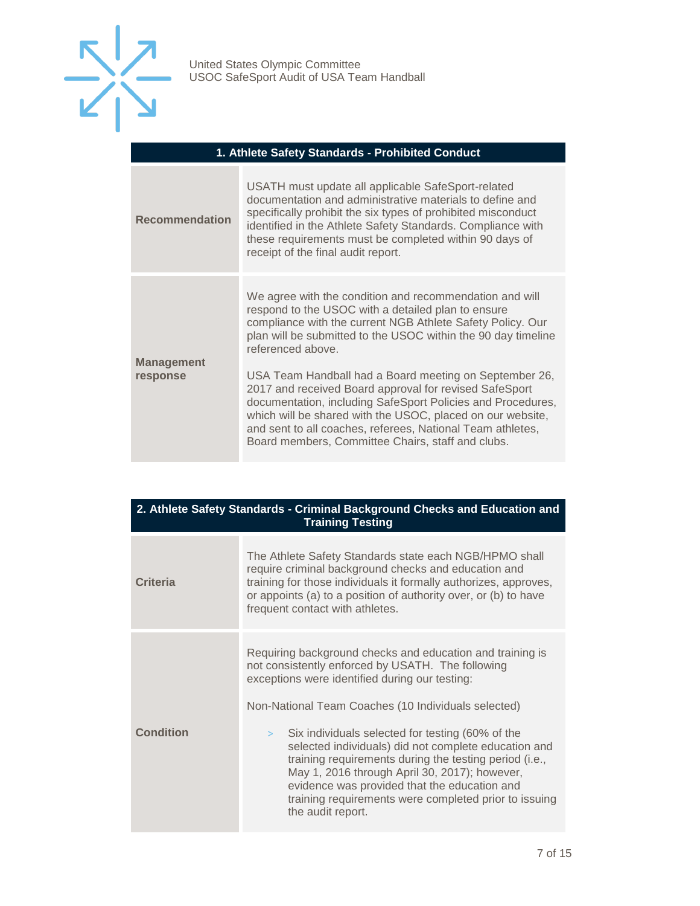| 1. Athlete Safety Standards - Prohibited Conduct | |
|---|---|
| **Recommendation** | USATH must update all applicable SafeSport-related documentation and administrative materials to define and specifically prohibit the six types of prohibited misconduct identified in the Athlete Safety Standards. Compliance with these requirements must be completed within 90 days of receipt of the final audit report. |
| **Management response** | We agree with the condition and recommendation and will respond to the USOC with a detailed plan to ensure compliance with the current NGB Athlete Safety Policy. Our plan will be submitted to the USOC within the 90 day timeline referenced above.<br><br>USA Team Handball had a Board meeting on September 26, 2017 and received Board approval for revised SafeSport documentation, including SafeSport Policies and Procedures, which will be shared with the USOC, placed on our website, and sent to all coaches, referees, National Team athletes, Board members, Committee Chairs, staff and clubs. |

| 2. Athlete Safety Standards - Criminal Background Checks and Education and Training Testing | |
|---|---|
| **Criteria** | The Athlete Safety Standards state each NGB/HPMO shall require criminal background checks and education and training for those individuals it formally authorizes, approves, or appoints (a) to a position of authority over, or (b) to have frequent contact with athletes. |
| **Condition** | Requiring background checks and education and training is not consistently enforced by USATH. The following exceptions were identified during our testing:<br><br>Non-National Team Coaches (10 Individuals selected)<br><br>> Six individuals selected for testing (60% of the selected individuals) did not complete education and training requirements during the testing period (i.e., May 1, 2016 through April 30, 2017); however, evidence was provided that the education and training requirements were completed prior to issuing the audit report. |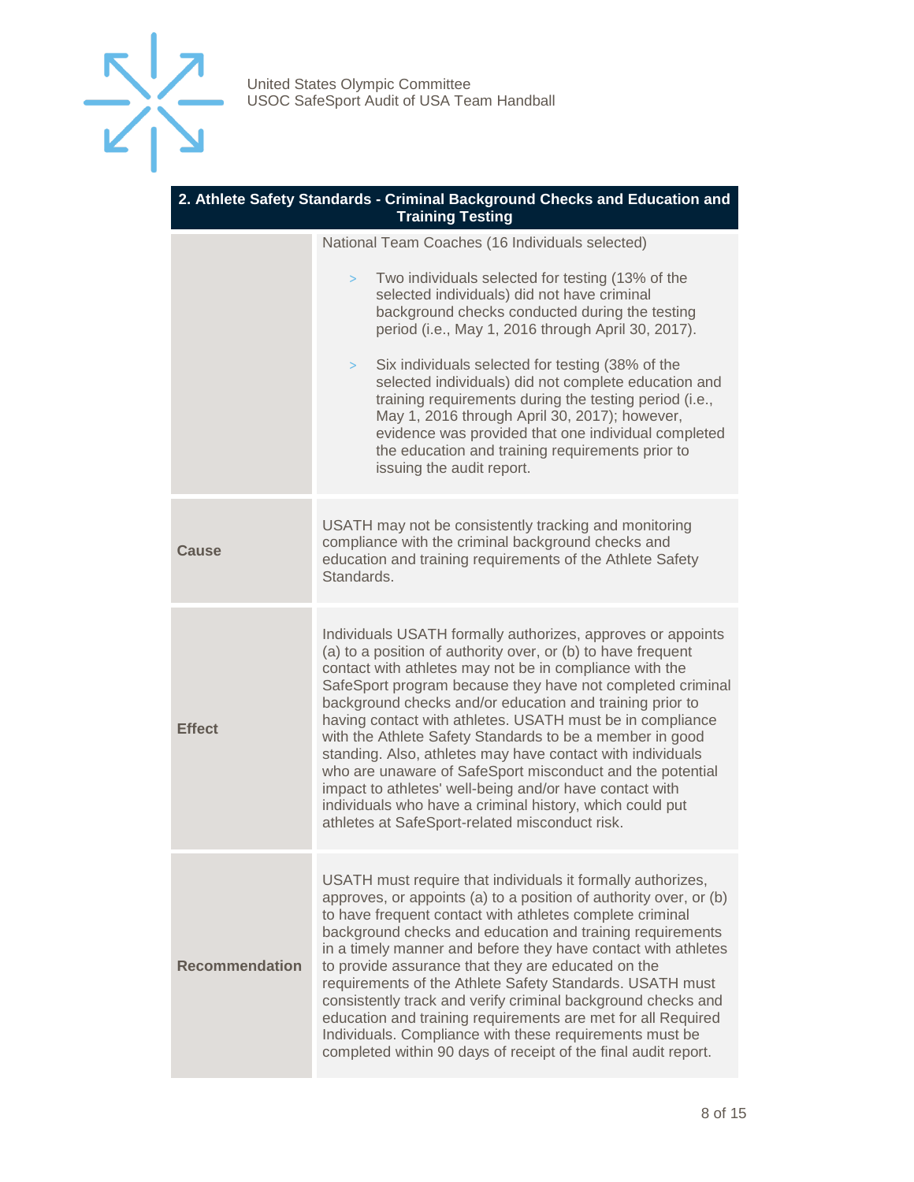| 2. Athlete Safety Standards - Criminal Background Checks and Education and Training Testing | |
|---|---|
| | National Team Coaches (16 Individuals selected)<br><br>> Two individuals selected for testing (13% of the selected individuals) did not have criminal background checks conducted during the testing period (i.e., May 1, 2016 through April 30, 2017).<br><br>> Six individuals selected for testing (38% of the selected individuals) did not complete education and training requirements during the testing period (i.e., May 1, 2016 through April 30, 2017); however, evidence was provided that one individual completed the education and training requirements prior to issuing the audit report. |
| **Cause** | USATH may not be consistently tracking and monitoring compliance with the criminal background checks and education and training requirements of the Athlete Safety Standards. |
| **Effect** | Individuals USATH formally authorizes, approves or appoints (a) to a position of authority over, or (b) to have frequent contact with athletes may not be in compliance with the SafeSport program because they have not completed criminal background checks and/or education and training prior to having contact with athletes. USATH must be in compliance with the Athlete Safety Standards to be a member in good standing. Also, athletes may have contact with individuals who are unaware of SafeSport misconduct and the potential impact to athletes' well-being and/or have contact with individuals who have a criminal history, which could put athletes at SafeSport-related misconduct risk. |
| **Recommendation** | USATH must require that individuals it formally authorizes, approves, or appoints (a) to a position of authority over, or (b) to have frequent contact with athletes complete criminal background checks and education and training requirements in a timely manner and before they have contact with athletes to provide assurance that they are educated on the requirements of the Athlete Safety Standards. USATH must consistently track and verify criminal background checks and education and training requirements are met for all Required Individuals. Compliance with these requirements must be completed within 90 days of receipt of the final audit report. |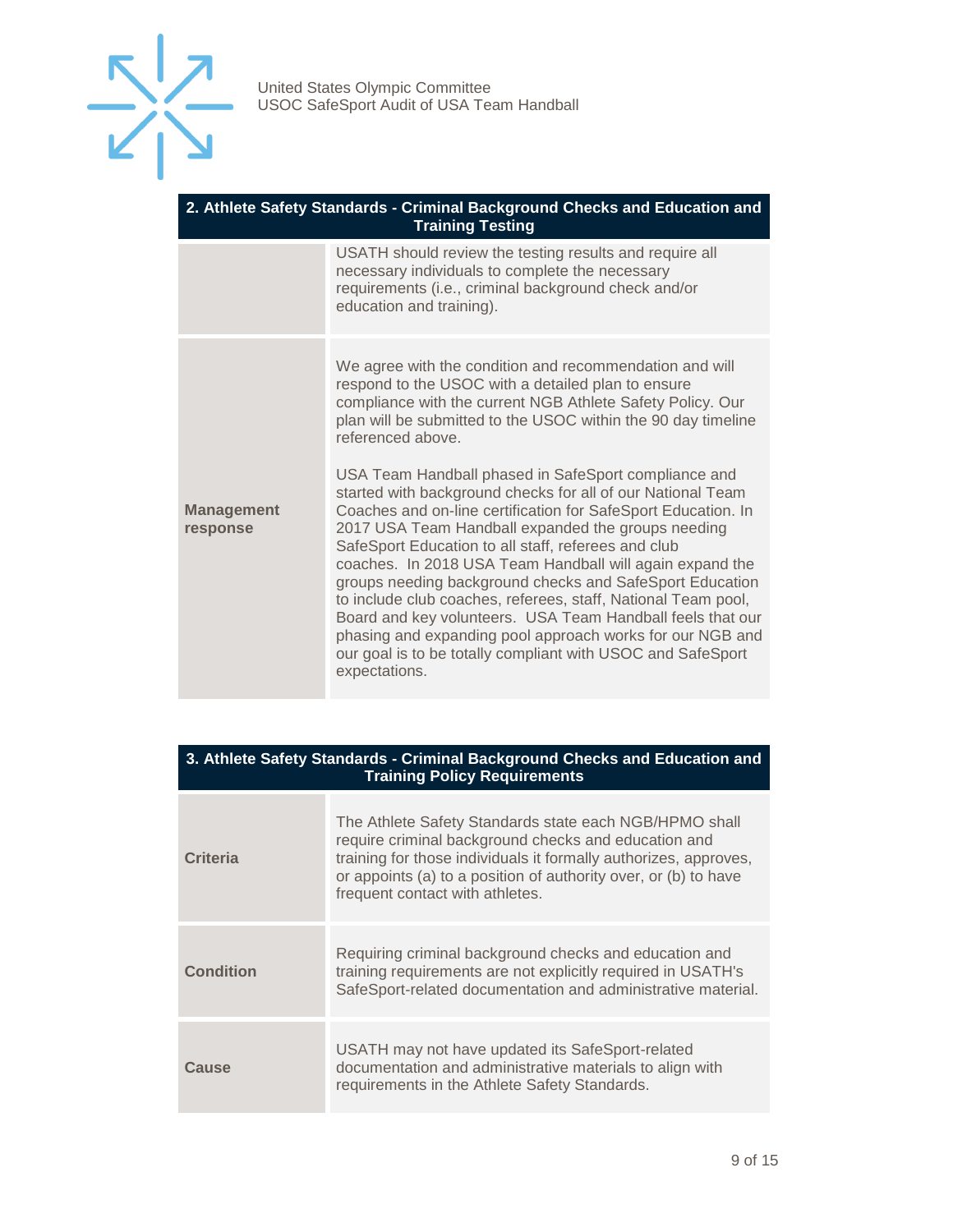| 2. Athlete Safety Standards - Criminal Background Checks and Education and Training Testing | |
|---|---|
| | USATH should review the testing results and require all necessary individuals to complete the necessary requirements (i.e., criminal background check and/or education and training). |
| **Management response** | We agree with the condition and recommendation and will respond to the USOC with a detailed plan to ensure compliance with the current NGB Athlete Safety Policy. Our plan will be submitted to the USOC within the 90 day timeline referenced above.<br><br>USA Team Handball phased in SafeSport compliance and started with background checks for all of our National Team Coaches and on-line certification for SafeSport Education. In 2017 USA Team Handball expanded the groups needing SafeSport Education to all staff, referees and club coaches. In 2018 USA Team Handball will again expand the groups needing background checks and SafeSport Education to include club coaches, referees, staff, National Team pool, Board and key volunteers. USA Team Handball feels that our phasing and expanding pool approach works for our NGB and our goal is to be totally compliant with USOC and SafeSport expectations. |

| 3. Athlete Safety Standards - Criminal Background Checks and Education and Training Policy Requirements | |
|---|---|
| **Criteria** | The Athlete Safety Standards state each NGB/HPMO shall require criminal background checks and education and training for those individuals it formally authorizes, approves, or appoints (a) to a position of authority over, or (b) to have frequent contact with athletes. |
| **Condition** | Requiring criminal background checks and education and training requirements are not explicitly required in USATH's SafeSport-related documentation and administrative material. |
| **Cause** | USATH may not have updated its SafeSport-related documentation and administrative materials to align with requirements in the Athlete Safety Standards. |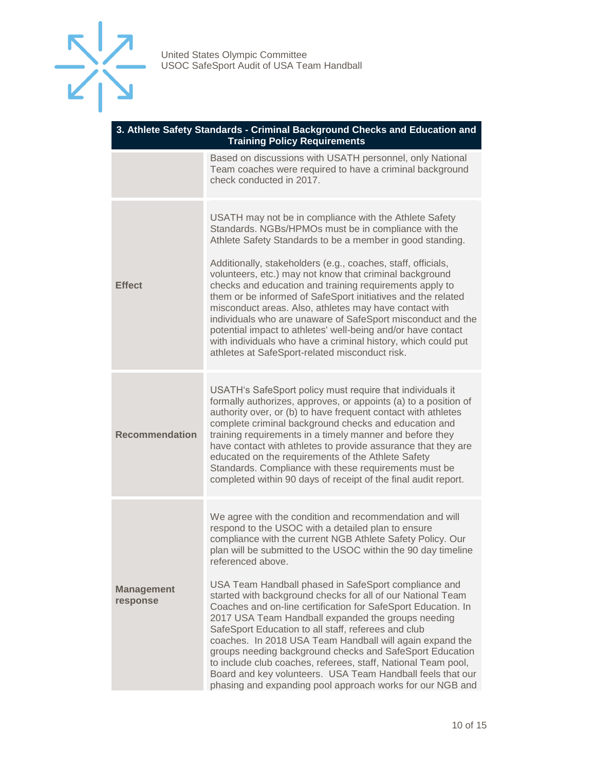| 3. Athlete Safety Standards - Criminal Background Checks and Education and Training Policy Requirements | |
|---|---|
| | Based on discussions with USATH personnel, only National Team coaches were required to have a criminal background check conducted in 2017. |
| **Effect** | USATH may not be in compliance with the Athlete Safety Standards. NGBs/HPMOs must be in compliance with the Athlete Safety Standards to be a member in good standing.<br><br>Additionally, stakeholders (e.g., coaches, staff, officials, volunteers, etc.) may not know that criminal background checks and education and training requirements apply to them or be informed of SafeSport initiatives and the related misconduct areas. Also, athletes may have contact with individuals who are unaware of SafeSport misconduct and the potential impact to athletes' well-being and/or have contact with individuals who have a criminal history, which could put athletes at SafeSport-related misconduct risk. |
| **Recommendation** | USATH's SafeSport policy must require that individuals it formally authorizes, approves, or appoints (a) to a position of authority over, or (b) to have frequent contact with athletes complete criminal background checks and education and training requirements in a timely manner and before they have contact with athletes to provide assurance that they are educated on the requirements of the Athlete Safety Standards. Compliance with these requirements must be completed within 90 days of receipt of the final audit report. |
| **Management response** | We agree with the condition and recommendation and will respond to the USOC with a detailed plan to ensure compliance with the current NGB Athlete Safety Policy. Our plan will be submitted to the USOC within the 90 day timeline referenced above.<br><br>USA Team Handball phased in SafeSport compliance and started with background checks for all of our National Team Coaches and on-line certification for SafeSport Education. In 2017 USA Team Handball expanded the groups needing SafeSport Education to all staff, referees and club coaches. In 2018 USA Team Handball will again expand the groups needing background checks and SafeSport Education to include club coaches, referees, staff, National Team pool, Board and key volunteers. USA Team Handball feels that our phasing and expanding pool approach works for our NGB and |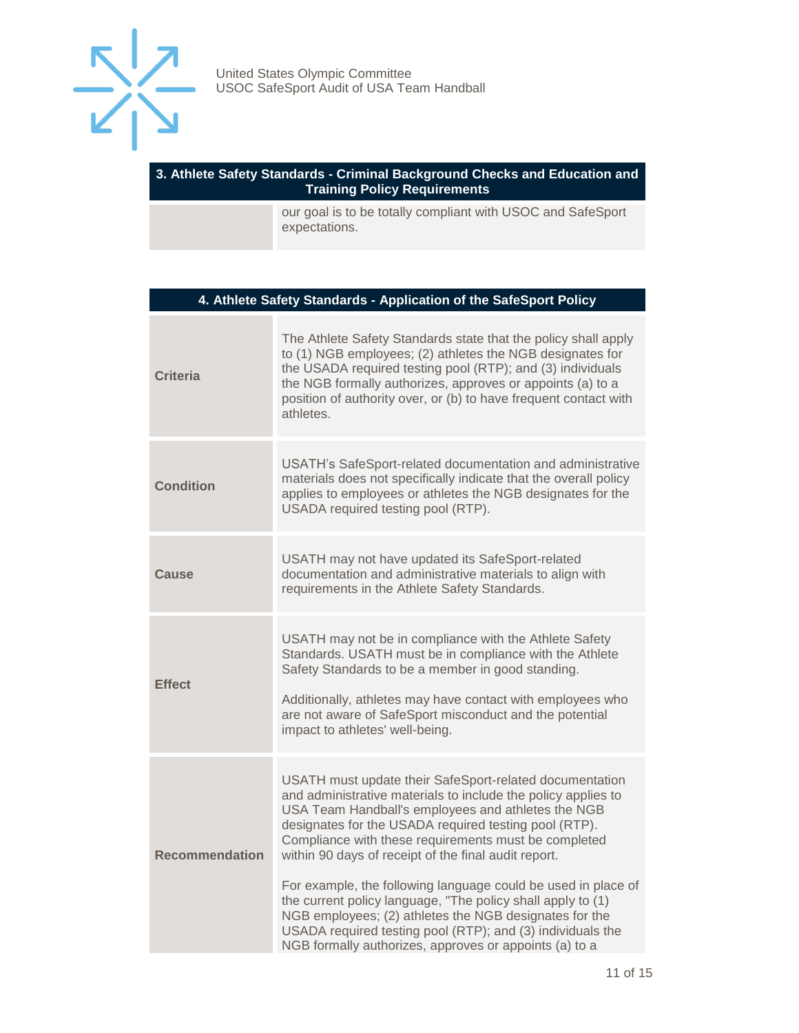| 3. Athlete Safety Standards - Criminal Background Checks and Education and Training Policy Requirements | |
|---|---|
| | our goal is to be totally compliant with USOC and SafeSport expectations. |

| 4. Athlete Safety Standards - Application of the SafeSport Policy | |
|---|---|
| **Criteria** | The Athlete Safety Standards state that the policy shall apply to (1) NGB employees; (2) athletes the NGB designates for the USADA required testing pool (RTP); and (3) individuals the NGB formally authorizes, approves or appoints (a) to a position of authority over, or (b) to have frequent contact with athletes. |
| **Condition** | USATH's SafeSport-related documentation and administrative materials does not specifically indicate that the overall policy applies to employees or athletes the NGB designates for the USADA required testing pool (RTP). |
| **Cause** | USATH may not have updated its SafeSport-related documentation and administrative materials to align with requirements in the Athlete Safety Standards. |
| **Effect** | USATH may not be in compliance with the Athlete Safety Standards. USATH must be in compliance with the Athlete Safety Standards to be a member in good standing.<br><br>Additionally, athletes may have contact with employees who are not aware of SafeSport misconduct and the potential impact to athletes' well-being. |
| **Recommendation** | USATH must update their SafeSport-related documentation and administrative materials to include the policy applies to USA Team Handball's employees and athletes the NGB designates for the USADA required testing pool (RTP). Compliance with these requirements must be completed within 90 days of receipt of the final audit report.<br><br>For example, the following language could be used in place of the current policy language, "The policy shall apply to (1) NGB employees; (2) athletes the NGB designates for the USADA required testing pool (RTP); and (3) individuals the NGB formally authorizes, approves or appoints (a) to a |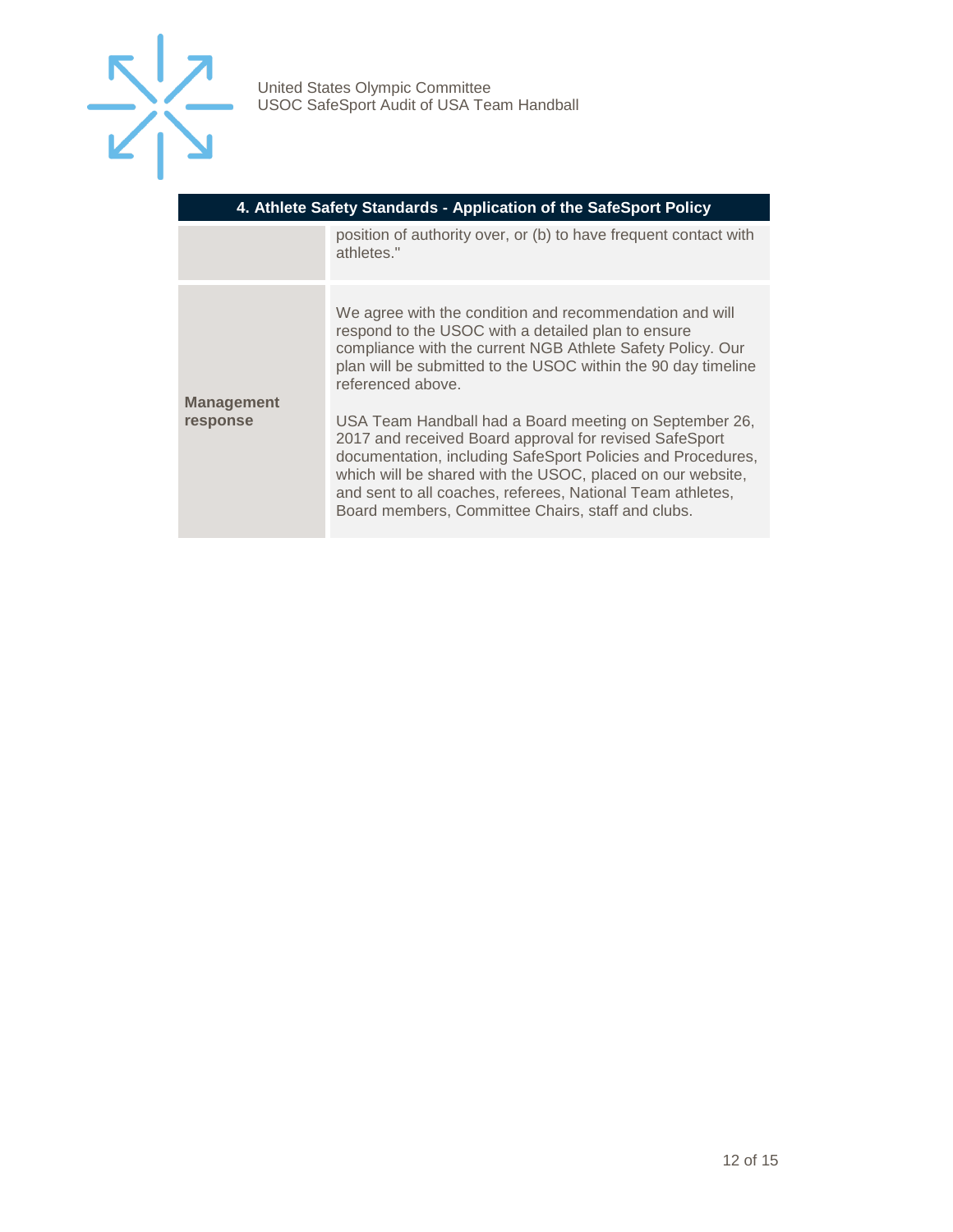| 4. Athlete Safety Standards - Application of the SafeSport Policy | |
|---|---|
| | position of authority over, or (b) to have frequent contact with athletes." |
| **Management response** | We agree with the condition and recommendation and will respond to the USOC with a detailed plan to ensure compliance with the current NGB Athlete Safety Policy. Our plan will be submitted to the USOC within the 90 day timeline referenced above.<br><br>USA Team Handball had a Board meeting on September 26, 2017 and received Board approval for revised SafeSport documentation, including SafeSport Policies and Procedures, which will be shared with the USOC, placed on our website, and sent to all coaches, referees, National Team athletes, Board members, Committee Chairs, staff and clubs. |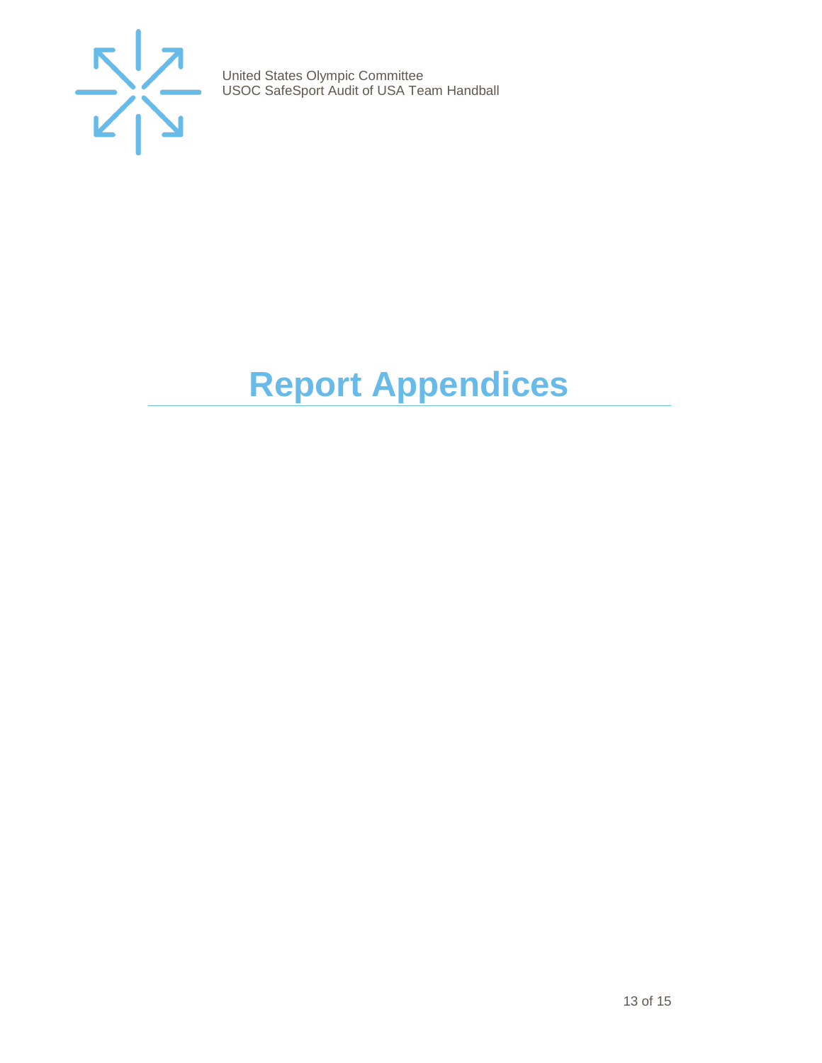# Report Appendices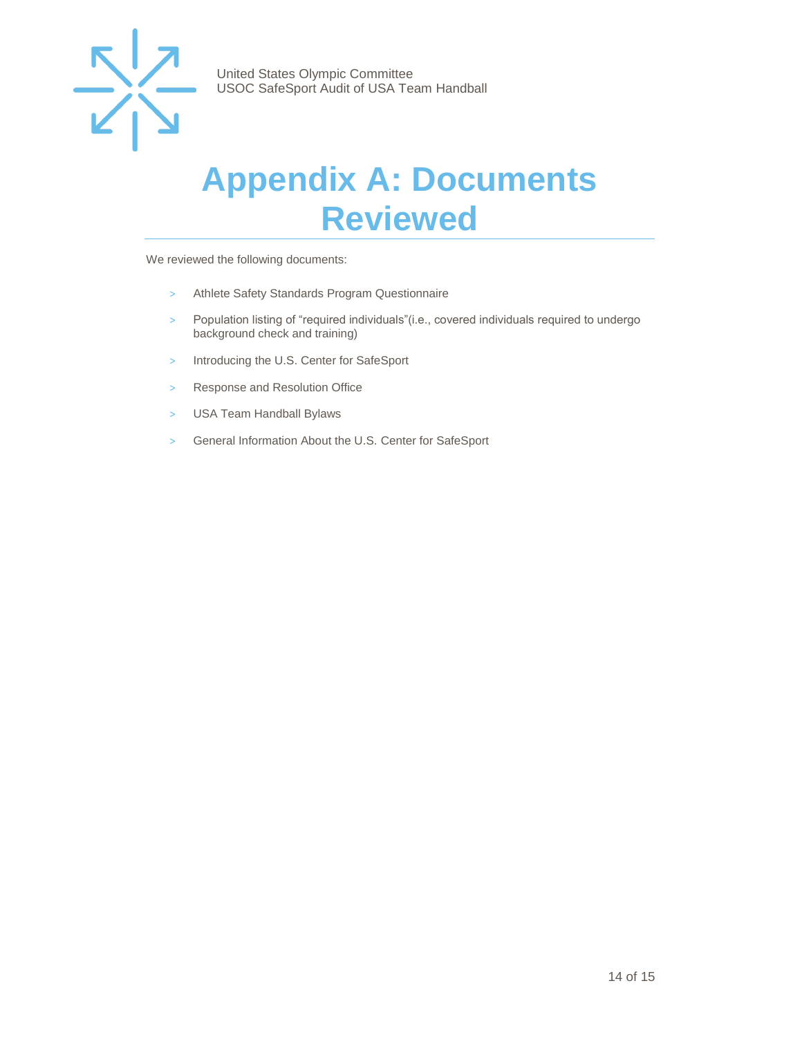# Appendix A: Documents Reviewed

We reviewed the following documents:

- Athlete Safety Standards Program Questionnaire
- Population listing of “required individuals”(i.e., covered individuals required to undergo background check and training)
- Introducing the U.S. Center for SafeSport
- Response and Resolution Office
- USA Team Handball Bylaws
- General Information About the U.S. Center for SafeSport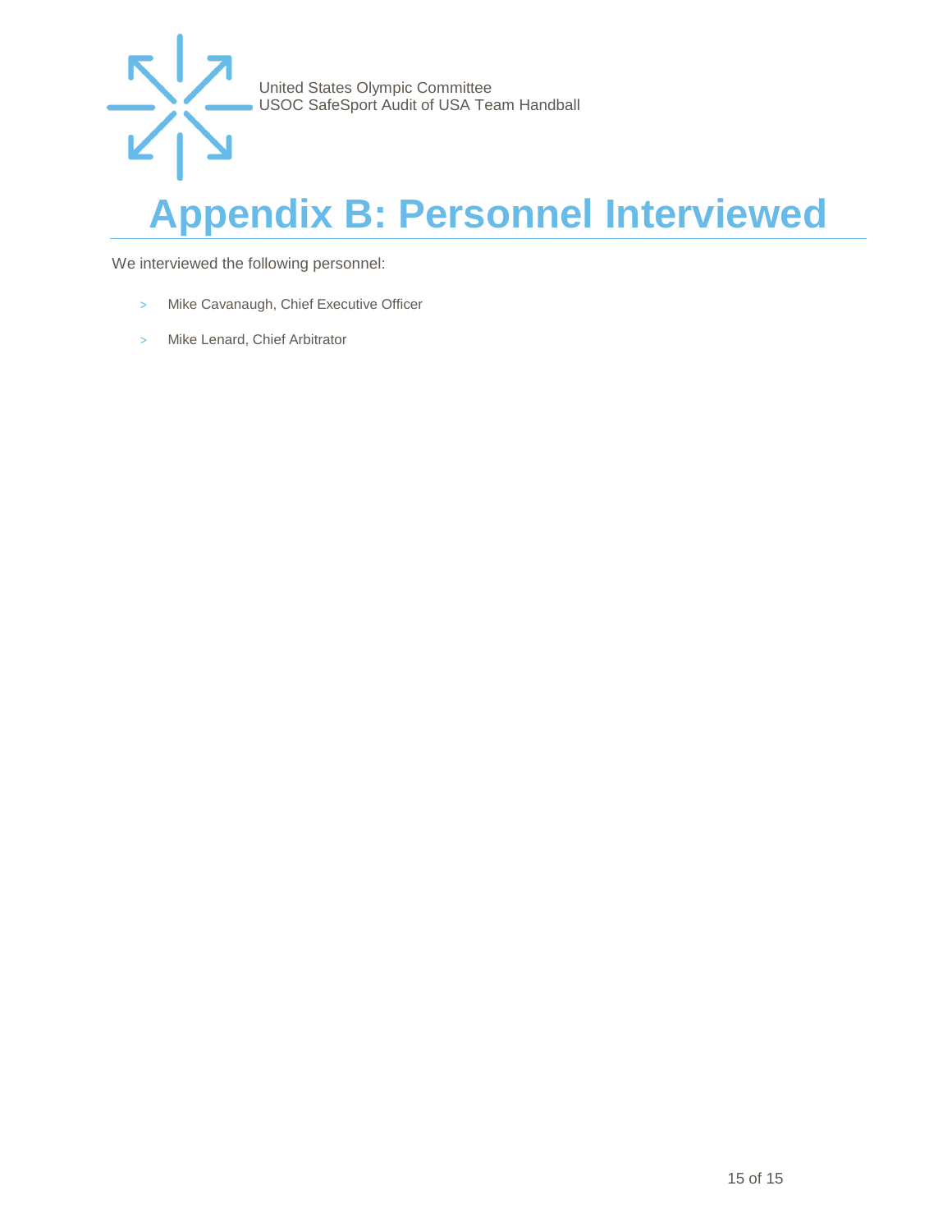# Appendix B: Personnel Interviewed

We interviewed the following personnel:

- Mike Cavanaugh, Chief Executive Officer
- Mike Lenard, Chief Arbitrator